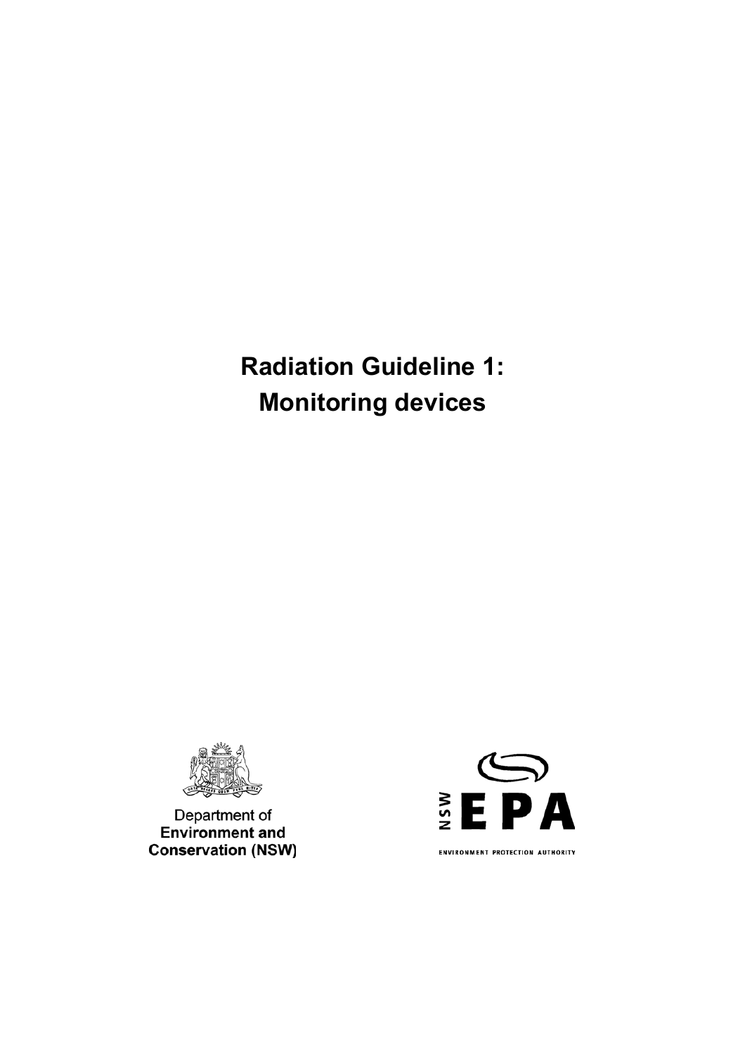# Radiation Guideline 1: Monitoring devices

Department of
**Environment and Conservation (NSW)**

NSW EPA

ENVIRONMENT PROTECTION AUTHORITY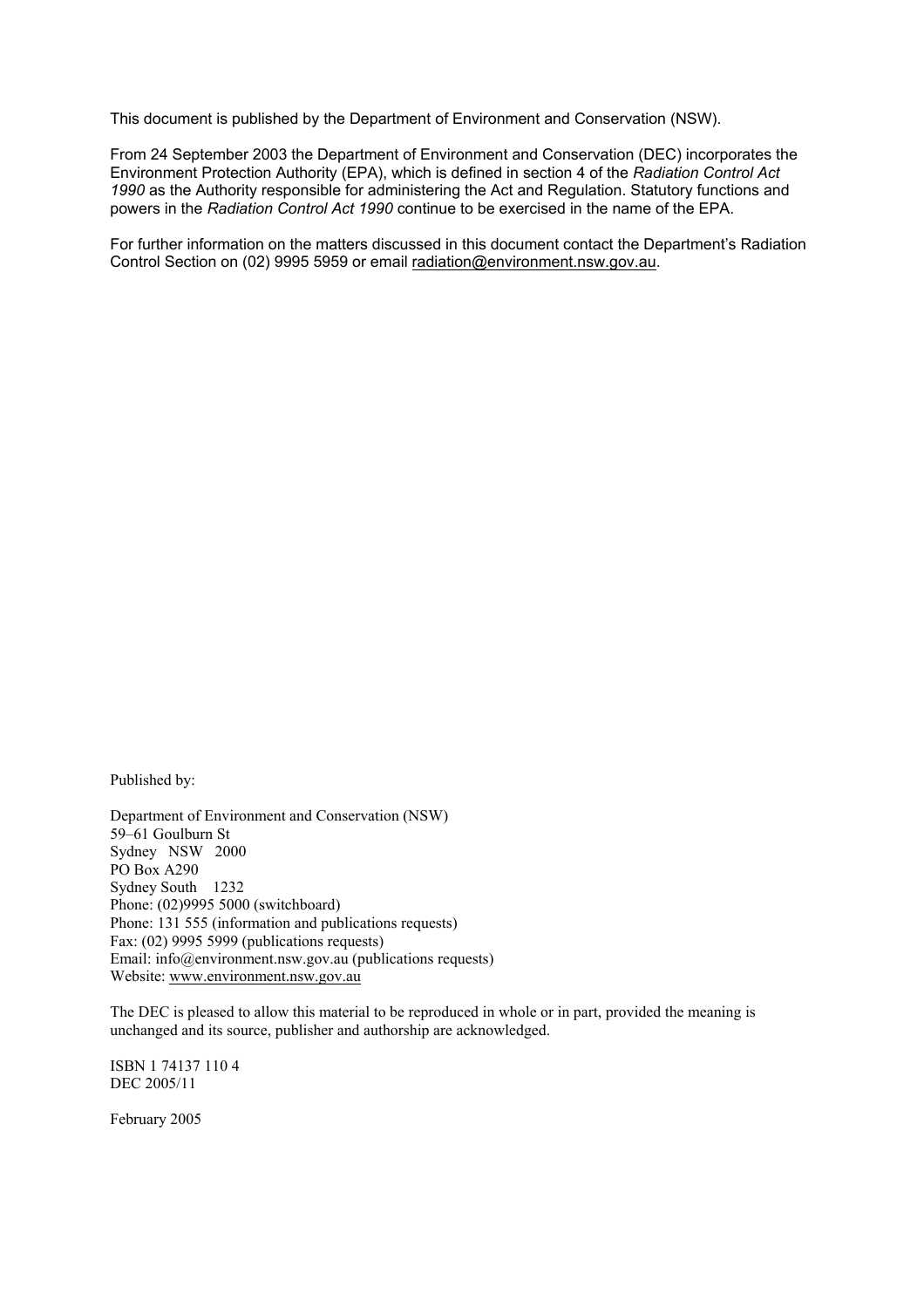This document is published by the Department of Environment and Conservation (NSW).

From 24 September 2003 the Department of Environment and Conservation (DEC) incorporates the Environment Protection Authority (EPA), which is defined in section 4 of the *Radiation Control Act 1990* as the Authority responsible for administering the Act and Regulation. Statutory functions and powers in the *Radiation Control Act 1990* continue to be exercised in the name of the EPA.

For further information on the matters discussed in this document contact the Department's Radiation Control Section on (02) 9995 5959 or email radiation@environment.nsw.gov.au.

Published by:

Department of Environment and Conservation (NSW)
59–61 Goulburn St
Sydney NSW 2000
PO Box A290
Sydney South 1232
Phone: (02)9995 5000 (switchboard)
Phone: 131 555 (information and publications requests)
Fax: (02) 9995 5999 (publications requests)
Email: info@environment.nsw.gov.au (publications requests)
Website: www.environment.nsw.gov.au

The DEC is pleased to allow this material to be reproduced in whole or in part, provided the meaning is unchanged and its source, publisher and authorship are acknowledged.

ISBN 1 74137 110 4
DEC 2005/11

February 2005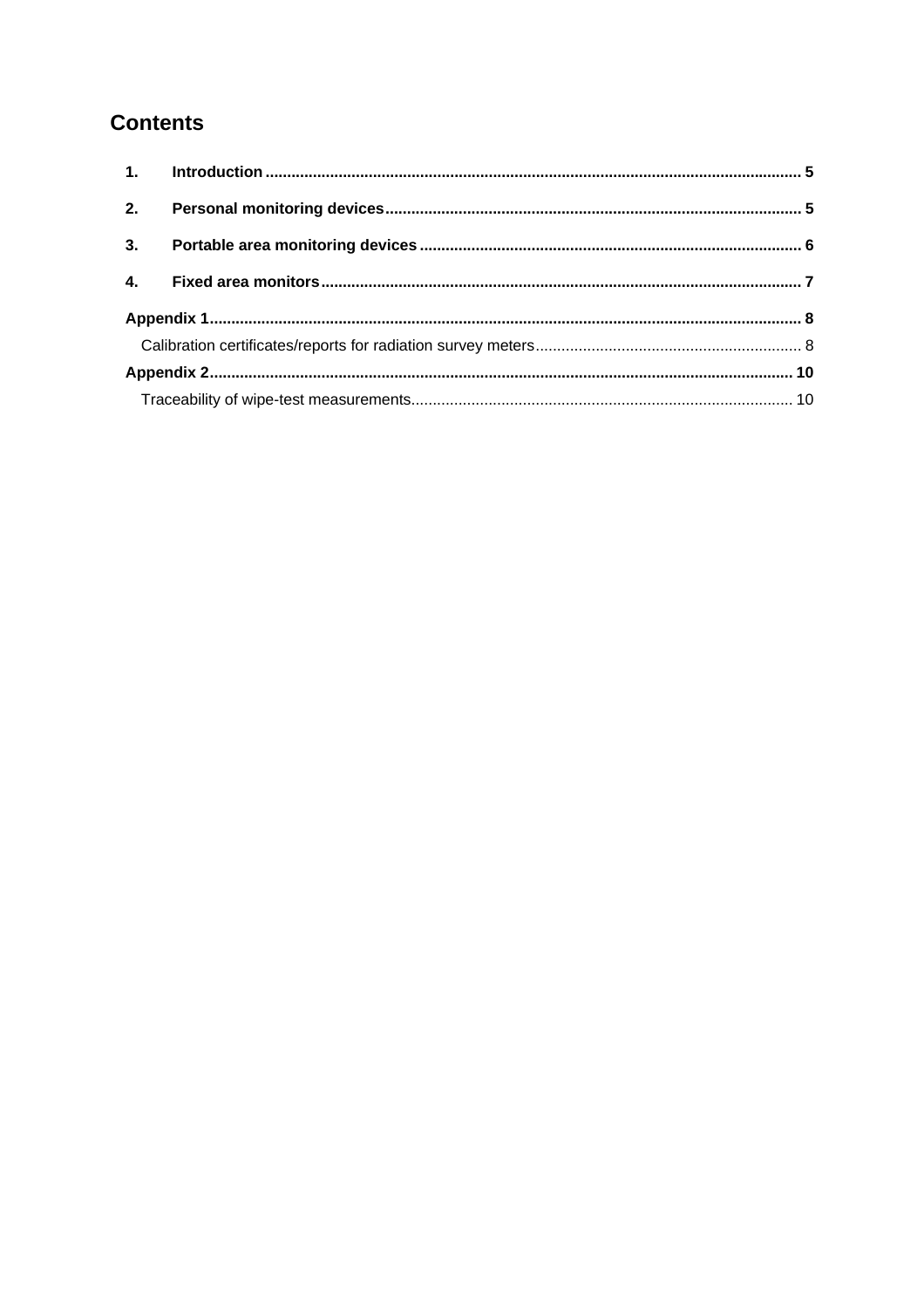# Contents

1. **Introduction** ... 5
2. **Personal monitoring devices** ... 5
3. **Portable area monitoring devices** ... 6
4. **Fixed area monitors** ... 7

**Appendix 1** ... 8

- Calibration certificates/reports for radiation survey meters ... 8

**Appendix 2** ... 10

- Traceability of wipe-test measurements ... 10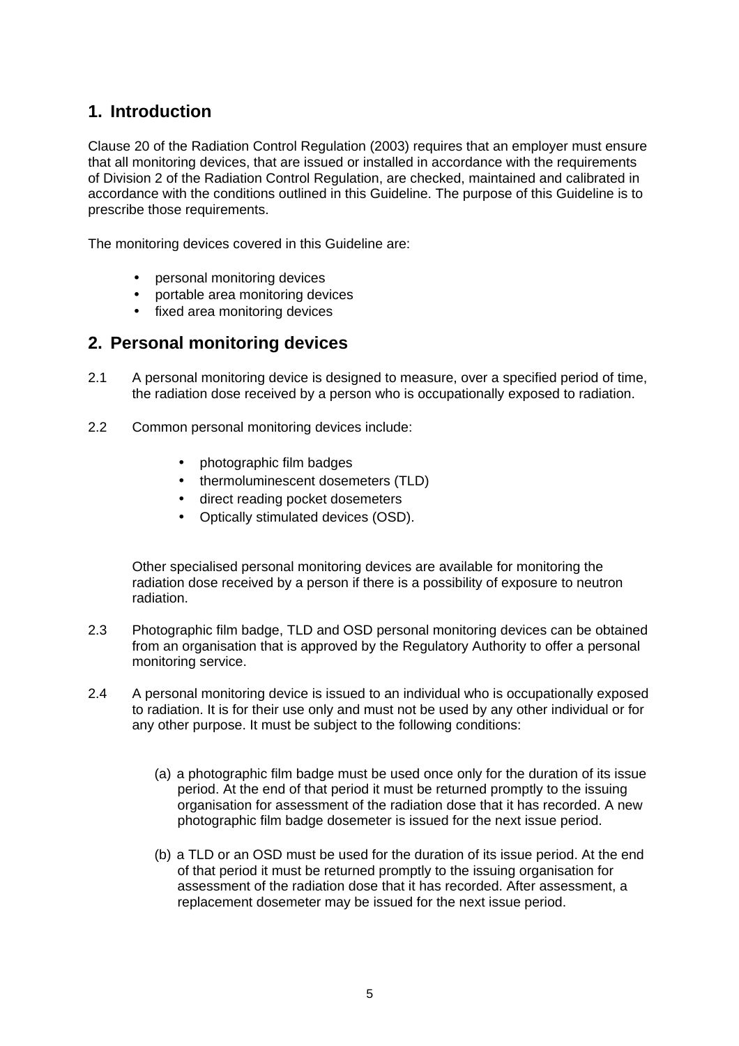## 1. Introduction

Clause 20 of the Radiation Control Regulation (2003) requires that an employer must ensure that all monitoring devices, that are issued or installed in accordance with the requirements of Division 2 of the Radiation Control Regulation, are checked, maintained and calibrated in accordance with the conditions outlined in this Guideline. The purpose of this Guideline is to prescribe those requirements.

The monitoring devices covered in this Guideline are:

- personal monitoring devices
- portable area monitoring devices
- fixed area monitoring devices

## 2. Personal monitoring devices

2.1 A personal monitoring device is designed to measure, over a specified period of time, the radiation dose received by a person who is occupationally exposed to radiation.

2.2 Common personal monitoring devices include:

- photographic film badges
- thermoluminescent dosemeters (TLD)
- direct reading pocket dosemeters
- Optically stimulated devices (OSD).

Other specialised personal monitoring devices are available for monitoring the radiation dose received by a person if there is a possibility of exposure to neutron radiation.

2.3 Photographic film badge, TLD and OSD personal monitoring devices can be obtained from an organisation that is approved by the Regulatory Authority to offer a personal monitoring service.

2.4 A personal monitoring device is issued to an individual who is occupationally exposed to radiation. It is for their use only and must not be used by any other individual or for any other purpose. It must be subject to the following conditions:

(a) a photographic film badge must be used once only for the duration of its issue period. At the end of that period it must be returned promptly to the issuing organisation for assessment of the radiation dose that it has recorded. A new photographic film badge dosemeter is issued for the next issue period.

(b) a TLD or an OSD must be used for the duration of its issue period. At the end of that period it must be returned promptly to the issuing organisation for assessment of the radiation dose that it has recorded. After assessment, a replacement dosemeter may be issued for the next issue period.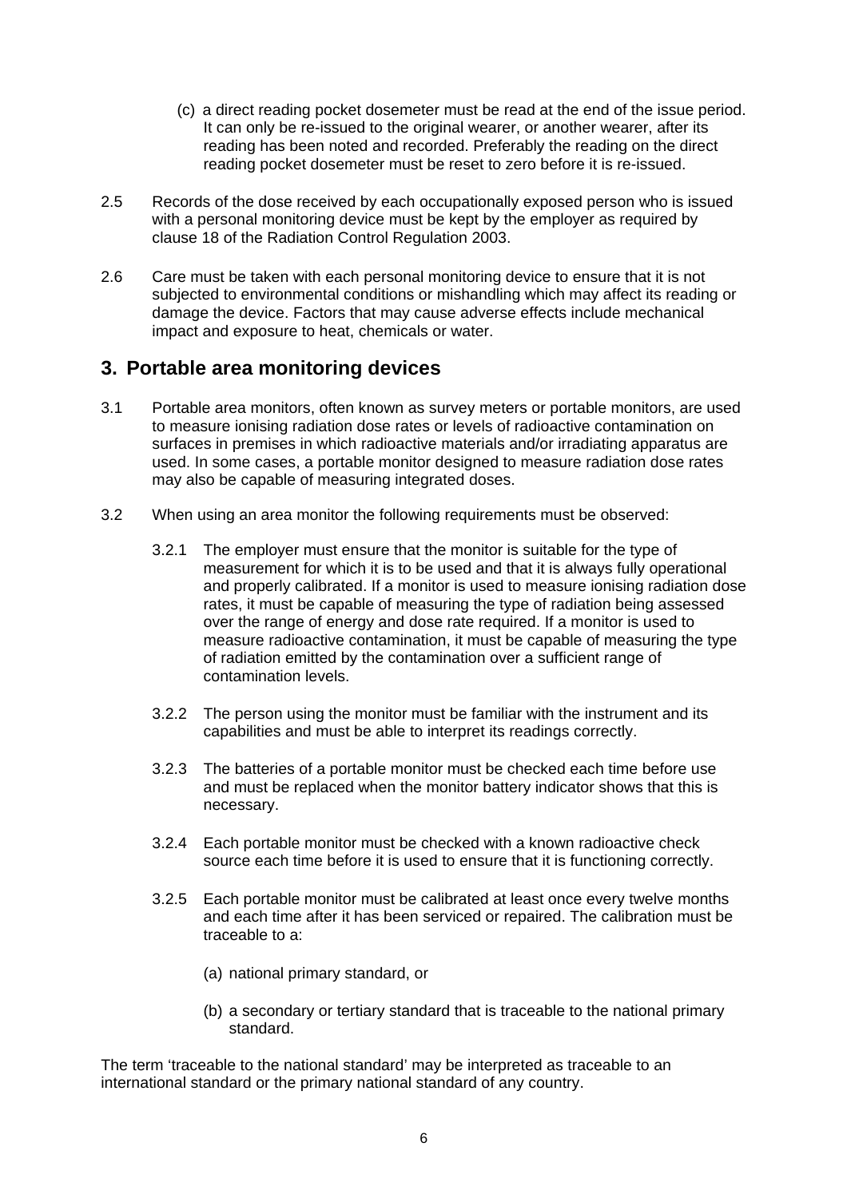(c) a direct reading pocket dosemeter must be read at the end of the issue period. It can only be re-issued to the original wearer, or another wearer, after its reading has been noted and recorded. Preferably the reading on the direct reading pocket dosemeter must be reset to zero before it is re-issued.

2.5 Records of the dose received by each occupationally exposed person who is issued with a personal monitoring device must be kept by the employer as required by clause 18 of the Radiation Control Regulation 2003.

2.6 Care must be taken with each personal monitoring device to ensure that it is not subjected to environmental conditions or mishandling which may affect its reading or damage the device. Factors that may cause adverse effects include mechanical impact and exposure to heat, chemicals or water.

## 3. Portable area monitoring devices

3.1 Portable area monitors, often known as survey meters or portable monitors, are used to measure ionising radiation dose rates or levels of radioactive contamination on surfaces in premises in which radioactive materials and/or irradiating apparatus are used. In some cases, a portable monitor designed to measure radiation dose rates may also be capable of measuring integrated doses.

3.2 When using an area monitor the following requirements must be observed:

3.2.1 The employer must ensure that the monitor is suitable for the type of measurement for which it is to be used and that it is always fully operational and properly calibrated. If a monitor is used to measure ionising radiation dose rates, it must be capable of measuring the type of radiation being assessed over the range of energy and dose rate required. If a monitor is used to measure radioactive contamination, it must be capable of measuring the type of radiation emitted by the contamination over a sufficient range of contamination levels.

3.2.2 The person using the monitor must be familiar with the instrument and its capabilities and must be able to interpret its readings correctly.

3.2.3 The batteries of a portable monitor must be checked each time before use and must be replaced when the monitor battery indicator shows that this is necessary.

3.2.4 Each portable monitor must be checked with a known radioactive check source each time before it is used to ensure that it is functioning correctly.

3.2.5 Each portable monitor must be calibrated at least once every twelve months and each time after it has been serviced or repaired. The calibration must be traceable to a:

(a) national primary standard, or

(b) a secondary or tertiary standard that is traceable to the national primary standard.

The term 'traceable to the national standard' may be interpreted as traceable to an international standard or the primary national standard of any country.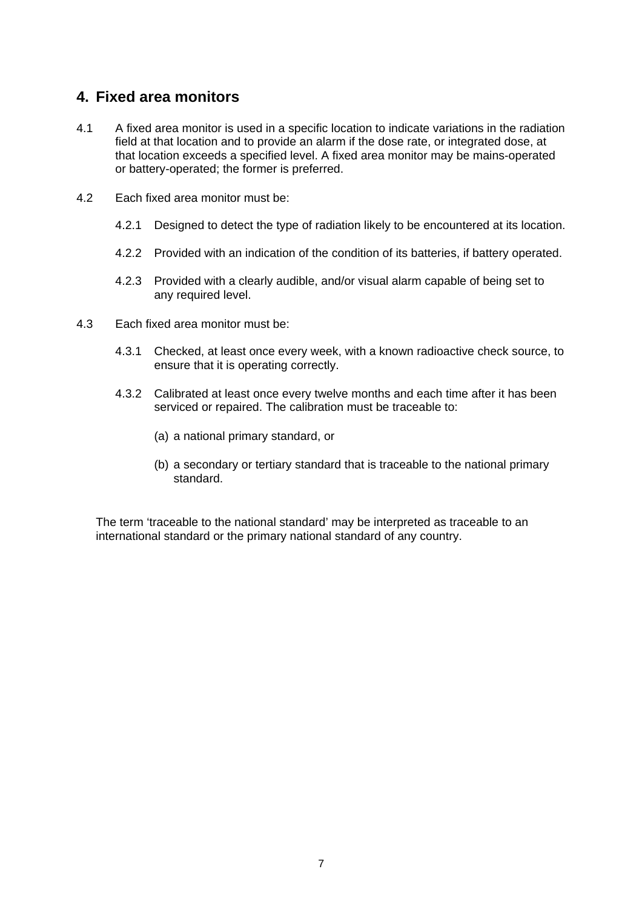## 4. Fixed area monitors

4.1 A fixed area monitor is used in a specific location to indicate variations in the radiation field at that location and to provide an alarm if the dose rate, or integrated dose, at that location exceeds a specified level. A fixed area monitor may be mains-operated or battery-operated; the former is preferred.

4.2 Each fixed area monitor must be:

4.2.1 Designed to detect the type of radiation likely to be encountered at its location.

4.2.2 Provided with an indication of the condition of its batteries, if battery operated.

4.2.3 Provided with a clearly audible, and/or visual alarm capable of being set to any required level.

4.3 Each fixed area monitor must be:

4.3.1 Checked, at least once every week, with a known radioactive check source, to ensure that it is operating correctly.

4.3.2 Calibrated at least once every twelve months and each time after it has been serviced or repaired. The calibration must be traceable to:

(a) a national primary standard, or

(b) a secondary or tertiary standard that is traceable to the national primary standard.

The term ‘traceable to the national standard’ may be interpreted as traceable to an international standard or the primary national standard of any country.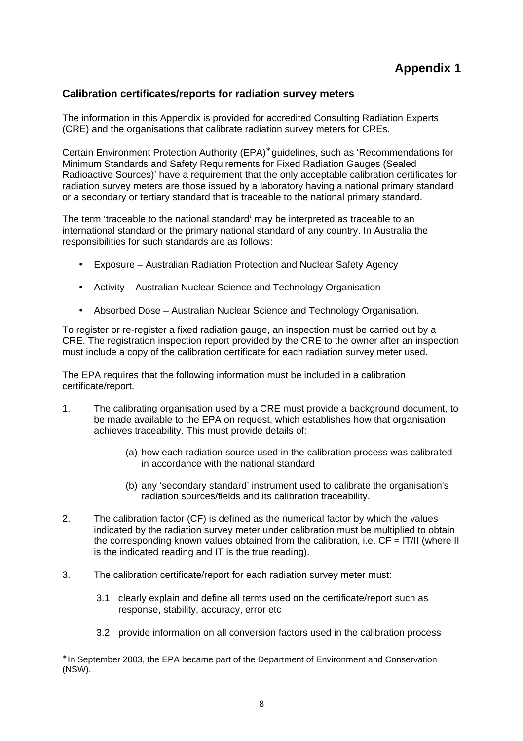# Appendix 1

## Calibration certificates/reports for radiation survey meters

The information in this Appendix is provided for accredited Consulting Radiation Experts (CRE) and the organisations that calibrate radiation survey meters for CREs.

Certain Environment Protection Authority (EPA)* guidelines, such as 'Recommendations for Minimum Standards and Safety Requirements for Fixed Radiation Gauges (Sealed Radioactive Sources)' have a requirement that the only acceptable calibration certificates for radiation survey meters are those issued by a laboratory having a national primary standard or a secondary or tertiary standard that is traceable to the national primary standard.

The term 'traceable to the national standard' may be interpreted as traceable to an international standard or the primary national standard of any country. In Australia the responsibilities for such standards are as follows:

- Exposure – Australian Radiation Protection and Nuclear Safety Agency
- Activity – Australian Nuclear Science and Technology Organisation
- Absorbed Dose – Australian Nuclear Science and Technology Organisation.

To register or re-register a fixed radiation gauge, an inspection must be carried out by a CRE. The registration inspection report provided by the CRE to the owner after an inspection must include a copy of the calibration certificate for each radiation survey meter used.

The EPA requires that the following information must be included in a calibration certificate/report.

1. The calibrating organisation used by a CRE must provide a background document, to be made available to the EPA on request, which establishes how that organisation achieves traceability. This must provide details of:

   (a) how each radiation source used in the calibration process was calibrated in accordance with the national standard

   (b) any 'secondary standard' instrument used to calibrate the organisation's radiation sources/fields and its calibration traceability.

2. The calibration factor (CF) is defined as the numerical factor by which the values indicated by the radiation survey meter under calibration must be multiplied to obtain the corresponding known values obtained from the calibration, i.e. CF = IT/II (where II is the indicated reading and IT is the true reading).

3. The calibration certificate/report for each radiation survey meter must:

   3.1 clearly explain and define all terms used on the certificate/report such as response, stability, accuracy, error etc

   3.2 provide information on all conversion factors used in the calibration process

---

* In September 2003, the EPA became part of the Department of Environment and Conservation (NSW).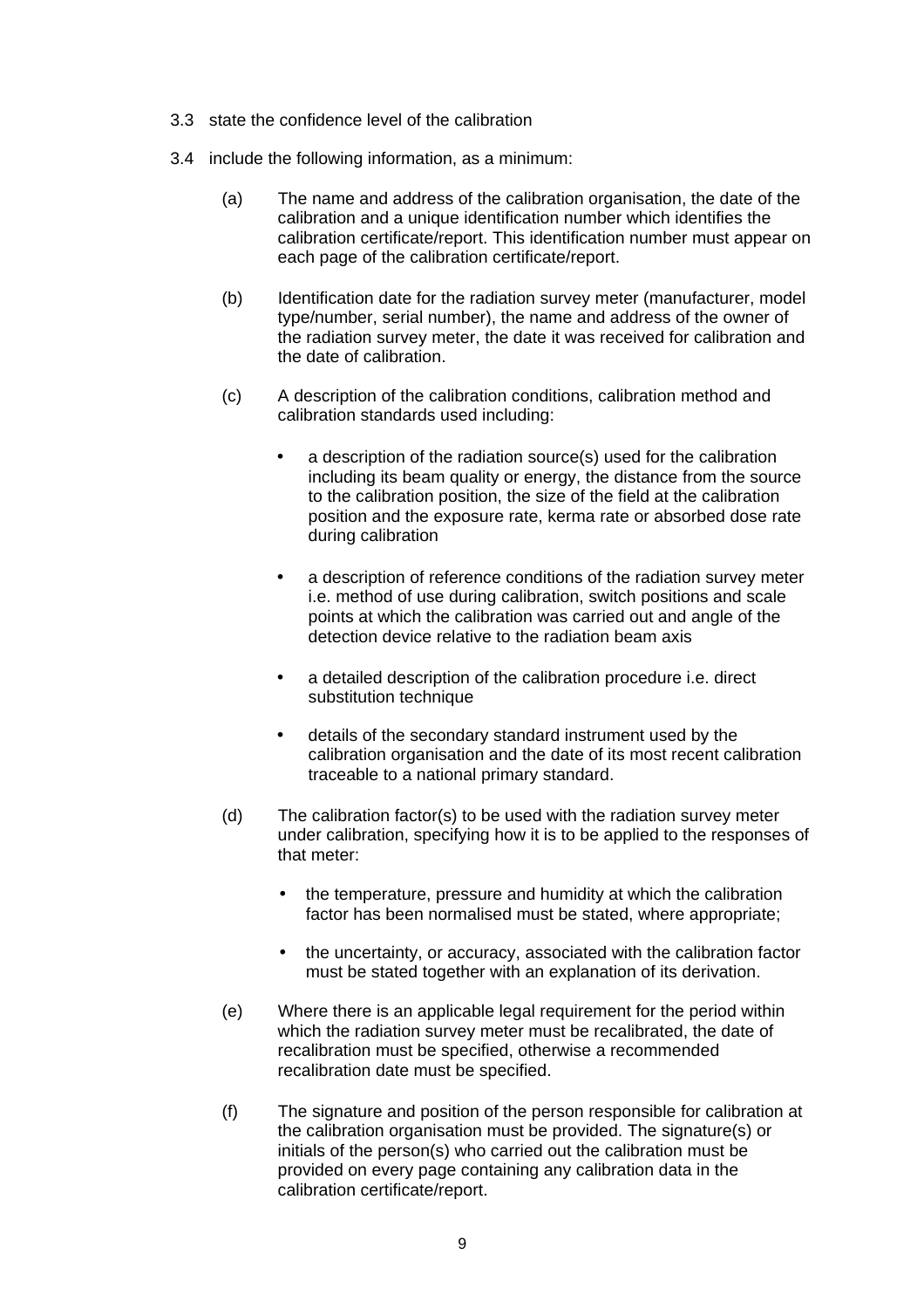3.3 state the confidence level of the calibration

3.4 include the following information, as a minimum:

(a) The name and address of the calibration organisation, the date of the calibration and a unique identification number which identifies the calibration certificate/report. This identification number must appear on each page of the calibration certificate/report.

(b) Identification date for the radiation survey meter (manufacturer, model type/number, serial number), the name and address of the owner of the radiation survey meter, the date it was received for calibration and the date of calibration.

(c) A description of the calibration conditions, calibration method and calibration standards used including:

- a description of the radiation source(s) used for the calibration including its beam quality or energy, the distance from the source to the calibration position, the size of the field at the calibration position and the exposure rate, kerma rate or absorbed dose rate during calibration
- a description of reference conditions of the radiation survey meter i.e. method of use during calibration, switch positions and scale points at which the calibration was carried out and angle of the detection device relative to the radiation beam axis
- a detailed description of the calibration procedure i.e. direct substitution technique
- details of the secondary standard instrument used by the calibration organisation and the date of its most recent calibration traceable to a national primary standard.

(d) The calibration factor(s) to be used with the radiation survey meter under calibration, specifying how it is to be applied to the responses of that meter:

- the temperature, pressure and humidity at which the calibration factor has been normalised must be stated, where appropriate;
- the uncertainty, or accuracy, associated with the calibration factor must be stated together with an explanation of its derivation.

(e) Where there is an applicable legal requirement for the period within which the radiation survey meter must be recalibrated, the date of recalibration must be specified, otherwise a recommended recalibration date must be specified.

(f) The signature and position of the person responsible for calibration at the calibration organisation must be provided. The signature(s) or initials of the person(s) who carried out the calibration must be provided on every page containing any calibration data in the calibration certificate/report.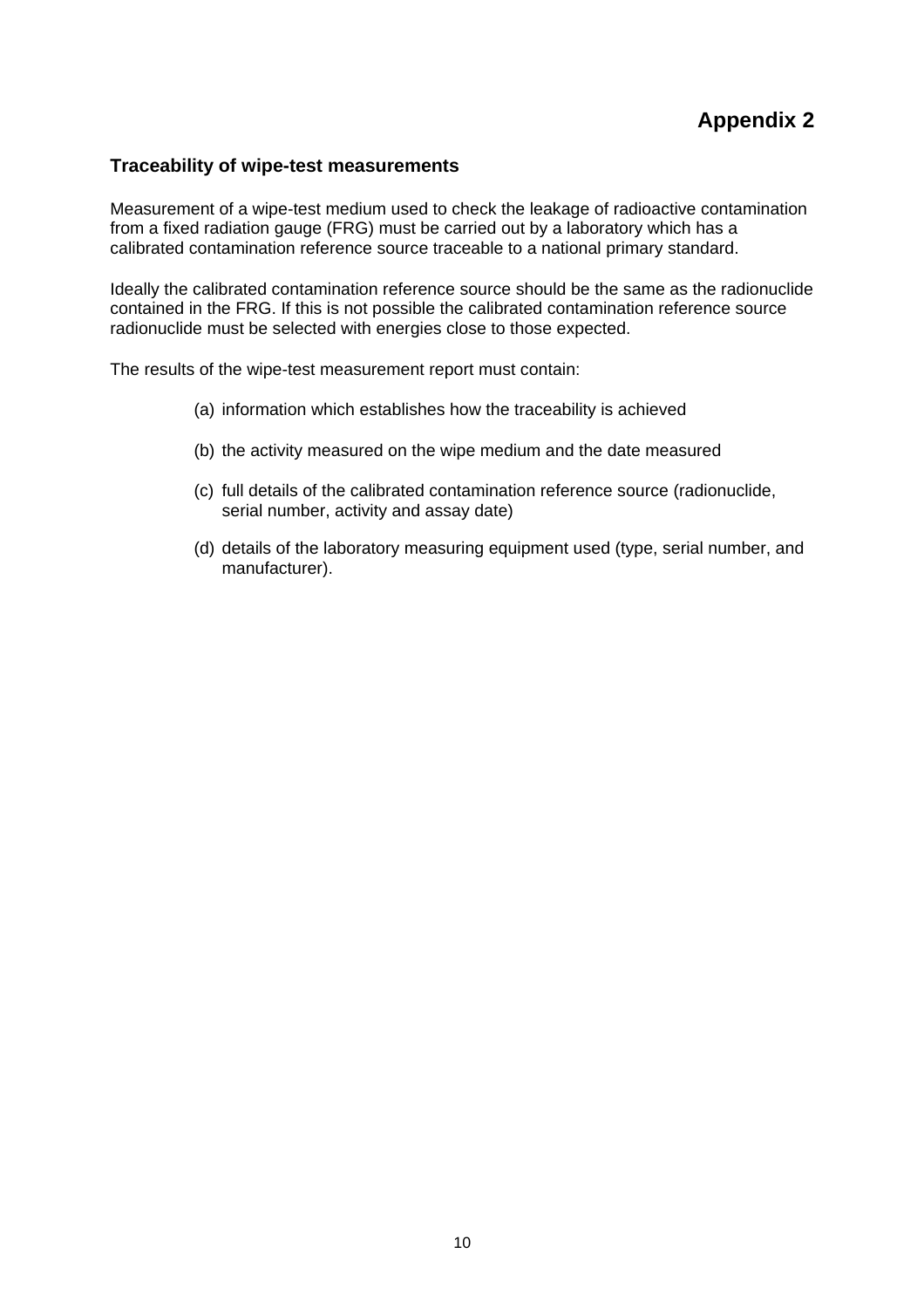# Appendix 2

## Traceability of wipe-test measurements

Measurement of a wipe-test medium used to check the leakage of radioactive contamination from a fixed radiation gauge (FRG) must be carried out by a laboratory which has a calibrated contamination reference source traceable to a national primary standard.

Ideally the calibrated contamination reference source should be the same as the radionuclide contained in the FRG. If this is not possible the calibrated contamination reference source radionuclide must be selected with energies close to those expected.

The results of the wipe-test measurement report must contain:

(a) information which establishes how the traceability is achieved

(b) the activity measured on the wipe medium and the date measured

(c) full details of the calibrated contamination reference source (radionuclide, serial number, activity and assay date)

(d) details of the laboratory measuring equipment used (type, serial number, and manufacturer).